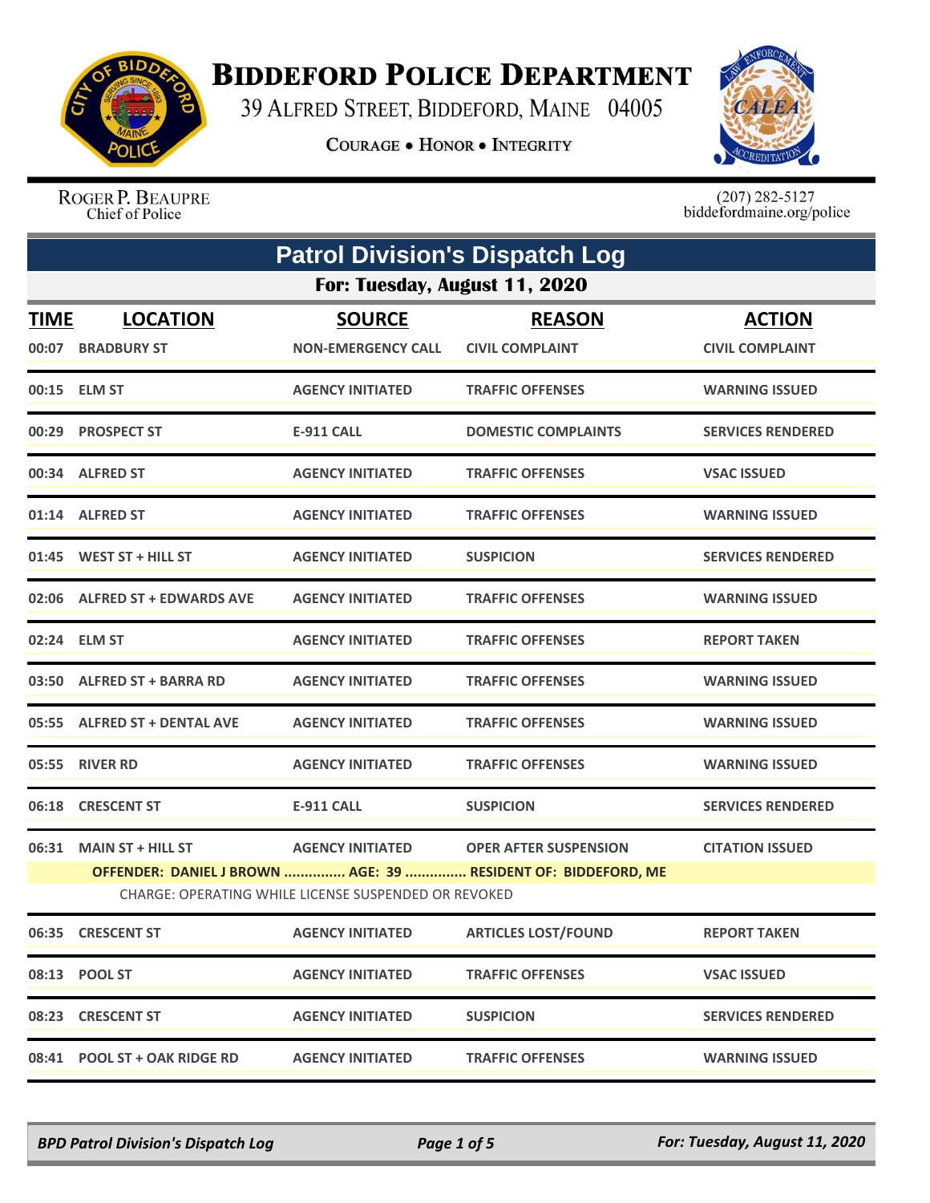# BIDDEFORD POLICE DEPARTMENT

39 ALFRED STREET, BIDDEFORD, MAINE 04005

COURAGE • HONOR • INTEGRITY

ROGER P. BEAUPRE
Chief of Police

(207) 282-5127
biddefordmaine.org/police

## Patrol Division's Dispatch Log

### For: Tuesday, August 11, 2020

| TIME | LOCATION | SOURCE | REASON | ACTION |
|---|---|---|---|---|
| 00:07 | BRADBURY ST | NON-EMERGENCY CALL | CIVIL COMPLAINT | CIVIL COMPLAINT |
| 00:15 | ELM ST | AGENCY INITIATED | TRAFFIC OFFENSES | WARNING ISSUED |
| 00:29 | PROSPECT ST | E-911 CALL | DOMESTIC COMPLAINTS | SERVICES RENDERED |
| 00:34 | ALFRED ST | AGENCY INITIATED | TRAFFIC OFFENSES | VSAC ISSUED |
| 01:14 | ALFRED ST | AGENCY INITIATED | TRAFFIC OFFENSES | WARNING ISSUED |
| 01:45 | WEST ST + HILL ST | AGENCY INITIATED | SUSPICION | SERVICES RENDERED |
| 02:06 | ALFRED ST + EDWARDS AVE | AGENCY INITIATED | TRAFFIC OFFENSES | WARNING ISSUED |
| 02:24 | ELM ST | AGENCY INITIATED | TRAFFIC OFFENSES | REPORT TAKEN |
| 03:50 | ALFRED ST + BARRA RD | AGENCY INITIATED | TRAFFIC OFFENSES | WARNING ISSUED |
| 05:55 | ALFRED ST + DENTAL AVE | AGENCY INITIATED | TRAFFIC OFFENSES | WARNING ISSUED |
| 05:55 | RIVER RD | AGENCY INITIATED | TRAFFIC OFFENSES | WARNING ISSUED |
| 06:18 | CRESCENT ST | E-911 CALL | SUSPICION | SERVICES RENDERED |
| 06:31 | MAIN ST + HILL ST | AGENCY INITIATED | OPER AFTER SUSPENSION | CITATION ISSUED |

OFFENDER: DANIEL J BROWN ............... AGE: 39 ............... RESIDENT OF: BIDDEFORD, ME

CHARGE: OPERATING WHILE LICENSE SUSPENDED OR REVOKED

| TIME | LOCATION | SOURCE | REASON | ACTION |
|---|---|---|---|---|
| 06:35 | CRESCENT ST | AGENCY INITIATED | ARTICLES LOST/FOUND | REPORT TAKEN |
| 08:13 | POOL ST | AGENCY INITIATED | TRAFFIC OFFENSES | VSAC ISSUED |
| 08:23 | CRESCENT ST | AGENCY INITIATED | SUSPICION | SERVICES RENDERED |
| 08:41 | POOL ST + OAK RIDGE RD | AGENCY INITIATED | TRAFFIC OFFENSES | WARNING ISSUED |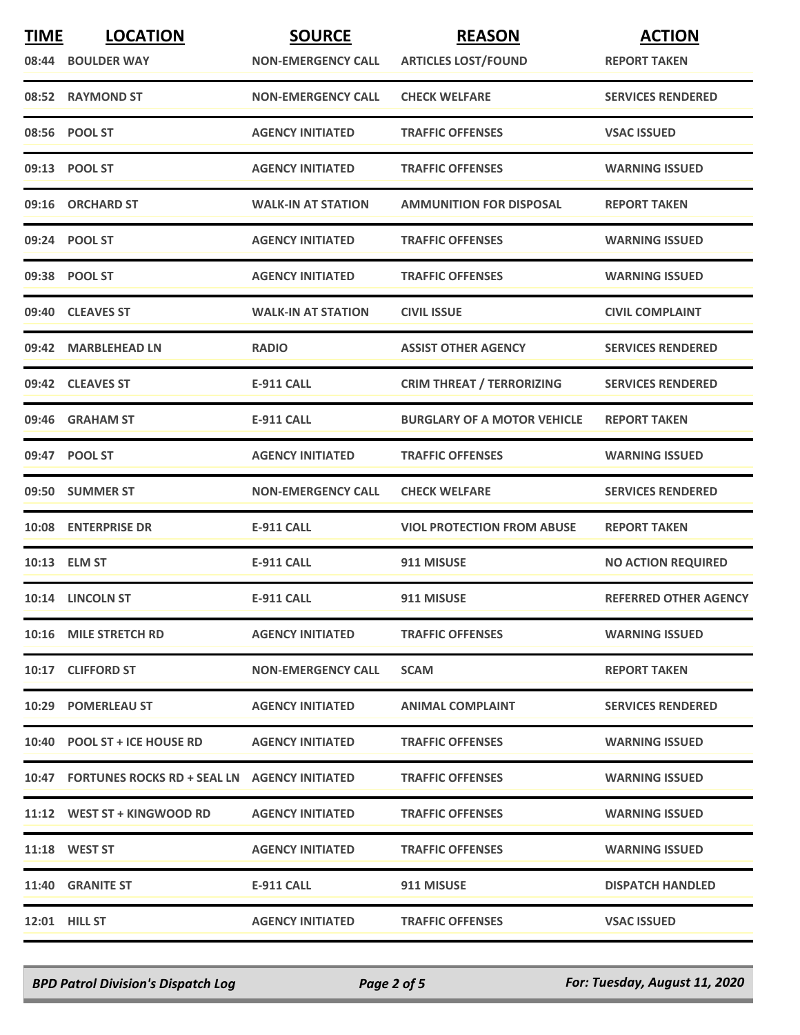| TIME | LOCATION | SOURCE | REASON | ACTION |
| --- | --- | --- | --- | --- |
| 08:44 | BOULDER WAY | NON-EMERGENCY CALL | ARTICLES LOST/FOUND | REPORT TAKEN |
| 08:52 | RAYMOND ST | NON-EMERGENCY CALL | CHECK WELFARE | SERVICES RENDERED |
| 08:56 | POOL ST | AGENCY INITIATED | TRAFFIC OFFENSES | VSAC ISSUED |
| 09:13 | POOL ST | AGENCY INITIATED | TRAFFIC OFFENSES | WARNING ISSUED |
| 09:16 | ORCHARD ST | WALK-IN AT STATION | AMMUNITION FOR DISPOSAL | REPORT TAKEN |
| 09:24 | POOL ST | AGENCY INITIATED | TRAFFIC OFFENSES | WARNING ISSUED |
| 09:38 | POOL ST | AGENCY INITIATED | TRAFFIC OFFENSES | WARNING ISSUED |
| 09:40 | CLEAVES ST | WALK-IN AT STATION | CIVIL ISSUE | CIVIL COMPLAINT |
| 09:42 | MARBLEHEAD LN | RADIO | ASSIST OTHER AGENCY | SERVICES RENDERED |
| 09:42 | CLEAVES ST | E-911 CALL | CRIM THREAT / TERRORIZING | SERVICES RENDERED |
| 09:46 | GRAHAM ST | E-911 CALL | BURGLARY OF A MOTOR VEHICLE | REPORT TAKEN |
| 09:47 | POOL ST | AGENCY INITIATED | TRAFFIC OFFENSES | WARNING ISSUED |
| 09:50 | SUMMER ST | NON-EMERGENCY CALL | CHECK WELFARE | SERVICES RENDERED |
| 10:08 | ENTERPRISE DR | E-911 CALL | VIOL PROTECTION FROM ABUSE | REPORT TAKEN |
| 10:13 | ELM ST | E-911 CALL | 911 MISUSE | NO ACTION REQUIRED |
| 10:14 | LINCOLN ST | E-911 CALL | 911 MISUSE | REFERRED OTHER AGENCY |
| 10:16 | MILE STRETCH RD | AGENCY INITIATED | TRAFFIC OFFENSES | WARNING ISSUED |
| 10:17 | CLIFFORD ST | NON-EMERGENCY CALL | SCAM | REPORT TAKEN |
| 10:29 | POMERLEAU ST | AGENCY INITIATED | ANIMAL COMPLAINT | SERVICES RENDERED |
| 10:40 | POOL ST + ICE HOUSE RD | AGENCY INITIATED | TRAFFIC OFFENSES | WARNING ISSUED |
| 10:47 | FORTUNES ROCKS RD + SEAL LN | AGENCY INITIATED | TRAFFIC OFFENSES | WARNING ISSUED |
| 11:12 | WEST ST + KINGWOOD RD | AGENCY INITIATED | TRAFFIC OFFENSES | WARNING ISSUED |
| 11:18 | WEST ST | AGENCY INITIATED | TRAFFIC OFFENSES | WARNING ISSUED |
| 11:40 | GRANITE ST | E-911 CALL | 911 MISUSE | DISPATCH HANDLED |
| 12:01 | HILL ST | AGENCY INITIATED | TRAFFIC OFFENSES | VSAC ISSUED |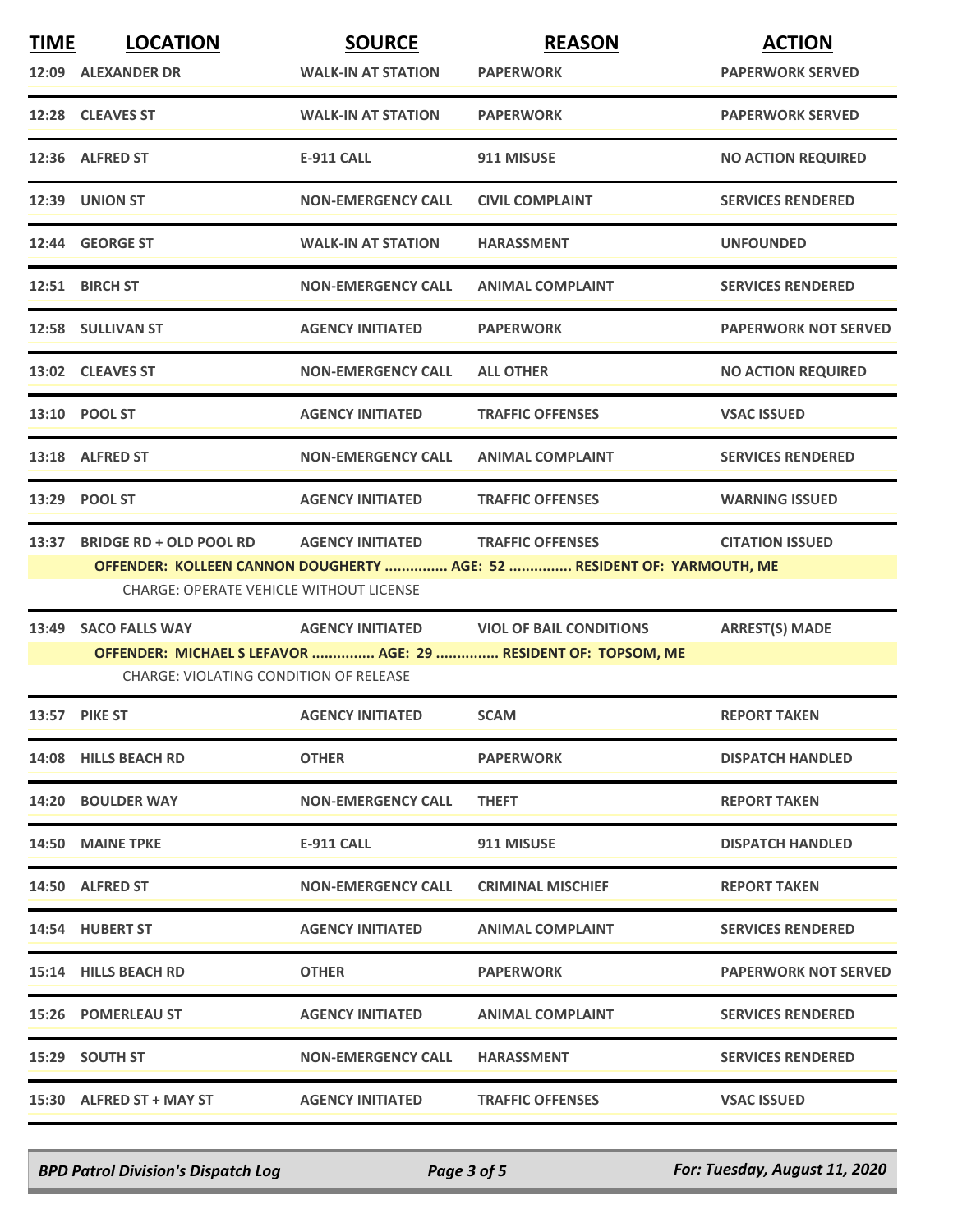| TIME | LOCATION | SOURCE | REASON | ACTION |
|---|---|---|---|---|
| 12:09 | ALEXANDER DR | WALK-IN AT STATION | PAPERWORK | PAPERWORK SERVED |
| 12:28 | CLEAVES ST | WALK-IN AT STATION | PAPERWORK | PAPERWORK SERVED |
| 12:36 | ALFRED ST | E-911 CALL | 911 MISUSE | NO ACTION REQUIRED |
| 12:39 | UNION ST | NON-EMERGENCY CALL | CIVIL COMPLAINT | SERVICES RENDERED |
| 12:44 | GEORGE ST | WALK-IN AT STATION | HARASSMENT | UNFOUNDED |
| 12:51 | BIRCH ST | NON-EMERGENCY CALL | ANIMAL COMPLAINT | SERVICES RENDERED |
| 12:58 | SULLIVAN ST | AGENCY INITIATED | PAPERWORK | PAPERWORK NOT SERVED |
| 13:02 | CLEAVES ST | NON-EMERGENCY CALL | ALL OTHER | NO ACTION REQUIRED |
| 13:10 | POOL ST | AGENCY INITIATED | TRAFFIC OFFENSES | VSAC ISSUED |
| 13:18 | ALFRED ST | NON-EMERGENCY CALL | ANIMAL COMPLAINT | SERVICES RENDERED |
| 13:29 | POOL ST | AGENCY INITIATED | TRAFFIC OFFENSES | WARNING ISSUED |
| 13:37 | BRIDGE RD + OLD POOL RD | AGENCY INITIATED | TRAFFIC OFFENSES | CITATION ISSUED |
| | OFFENDER: KOLLEEN CANNON DOUGHERTY ............... AGE: 52 ............... RESIDENT OF: YARMOUTH, ME | | | |
| | CHARGE: OPERATE VEHICLE WITHOUT LICENSE | | | |
| 13:49 | SACO FALLS WAY | AGENCY INITIATED | VIOL OF BAIL CONDITIONS | ARREST(S) MADE |
| | OFFENDER: MICHAEL S LEFAVOR ............... AGE: 29 ............... RESIDENT OF: TOPSOM, ME | | | |
| | CHARGE: VIOLATING CONDITION OF RELEASE | | | |
| 13:57 | PIKE ST | AGENCY INITIATED | SCAM | REPORT TAKEN |
| 14:08 | HILLS BEACH RD | OTHER | PAPERWORK | DISPATCH HANDLED |
| 14:20 | BOULDER WAY | NON-EMERGENCY CALL | THEFT | REPORT TAKEN |
| 14:50 | MAINE TPKE | E-911 CALL | 911 MISUSE | DISPATCH HANDLED |
| 14:50 | ALFRED ST | NON-EMERGENCY CALL | CRIMINAL MISCHIEF | REPORT TAKEN |
| 14:54 | HUBERT ST | AGENCY INITIATED | ANIMAL COMPLAINT | SERVICES RENDERED |
| 15:14 | HILLS BEACH RD | OTHER | PAPERWORK | PAPERWORK NOT SERVED |
| 15:26 | POMERLEAU ST | AGENCY INITIATED | ANIMAL COMPLAINT | SERVICES RENDERED |
| 15:29 | SOUTH ST | NON-EMERGENCY CALL | HARASSMENT | SERVICES RENDERED |
| 15:30 | ALFRED ST + MAY ST | AGENCY INITIATED | TRAFFIC OFFENSES | VSAC ISSUED |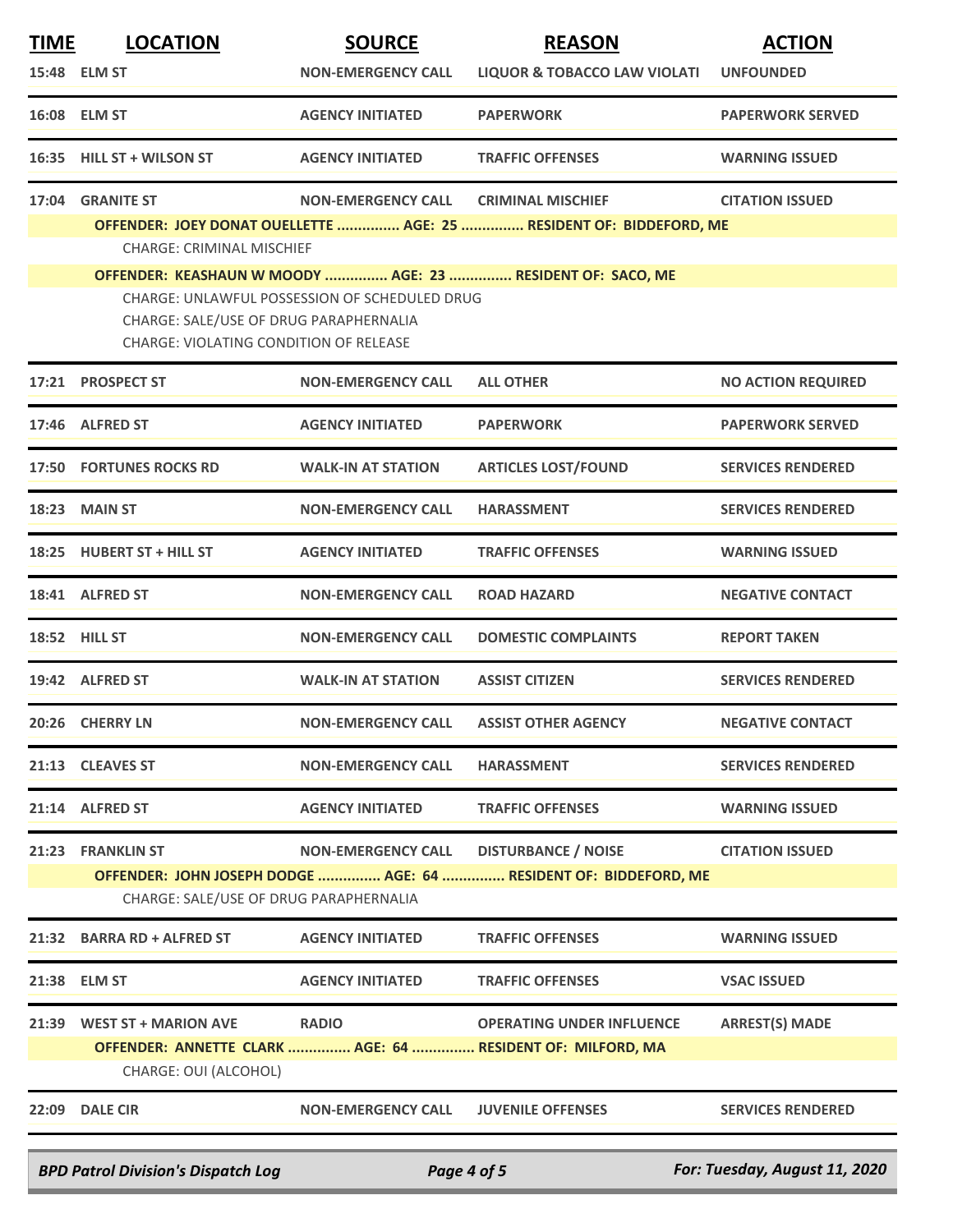| TIME | LOCATION | SOURCE | REASON | ACTION |
|---|---|---|---|---|
| 15:48 | ELM ST | NON-EMERGENCY CALL | LIQUOR & TOBACCO LAW VIOLATI | UNFOUNDED |
| 16:08 | ELM ST | AGENCY INITIATED | PAPERWORK | PAPERWORK SERVED |
| 16:35 | HILL ST + WILSON ST | AGENCY INITIATED | TRAFFIC OFFENSES | WARNING ISSUED |
| 17:04 | GRANITE ST | NON-EMERGENCY CALL | CRIMINAL MISCHIEF | CITATION ISSUED |

**OFFENDER: JOEY DONAT OUELLETTE ............... AGE: 25 ............... RESIDENT OF: BIDDEFORD, ME**

CHARGE: CRIMINAL MISCHIEF

**OFFENDER: KEASHAUN W MOODY ............... AGE: 23 ............... RESIDENT OF: SACO, ME**

CHARGE: UNLAWFUL POSSESSION OF SCHEDULED DRUG
CHARGE: SALE/USE OF DRUG PARAPHERNALIA
CHARGE: VIOLATING CONDITION OF RELEASE

| TIME | LOCATION | SOURCE | REASON | ACTION |
|---|---|---|---|---|
| 17:21 | PROSPECT ST | NON-EMERGENCY CALL | ALL OTHER | NO ACTION REQUIRED |
| 17:46 | ALFRED ST | AGENCY INITIATED | PAPERWORK | PAPERWORK SERVED |
| 17:50 | FORTUNES ROCKS RD | WALK-IN AT STATION | ARTICLES LOST/FOUND | SERVICES RENDERED |
| 18:23 | MAIN ST | NON-EMERGENCY CALL | HARASSMENT | SERVICES RENDERED |
| 18:25 | HUBERT ST + HILL ST | AGENCY INITIATED | TRAFFIC OFFENSES | WARNING ISSUED |
| 18:41 | ALFRED ST | NON-EMERGENCY CALL | ROAD HAZARD | NEGATIVE CONTACT |
| 18:52 | HILL ST | NON-EMERGENCY CALL | DOMESTIC COMPLAINTS | REPORT TAKEN |
| 19:42 | ALFRED ST | WALK-IN AT STATION | ASSIST CITIZEN | SERVICES RENDERED |
| 20:26 | CHERRY LN | NON-EMERGENCY CALL | ASSIST OTHER AGENCY | NEGATIVE CONTACT |
| 21:13 | CLEAVES ST | NON-EMERGENCY CALL | HARASSMENT | SERVICES RENDERED |
| 21:14 | ALFRED ST | AGENCY INITIATED | TRAFFIC OFFENSES | WARNING ISSUED |
| 21:23 | FRANKLIN ST | NON-EMERGENCY CALL | DISTURBANCE / NOISE | CITATION ISSUED |

**OFFENDER: JOHN JOSEPH DODGE ............... AGE: 64 ............... RESIDENT OF: BIDDEFORD, ME**

CHARGE: SALE/USE OF DRUG PARAPHERNALIA

| TIME | LOCATION | SOURCE | REASON | ACTION |
|---|---|---|---|---|
| 21:32 | BARRA RD + ALFRED ST | AGENCY INITIATED | TRAFFIC OFFENSES | WARNING ISSUED |
| 21:38 | ELM ST | AGENCY INITIATED | TRAFFIC OFFENSES | VSAC ISSUED |
| 21:39 | WEST ST + MARION AVE | RADIO | OPERATING UNDER INFLUENCE | ARREST(S) MADE |

**OFFENDER: ANNETTE CLARK ............... AGE: 64 ............... RESIDENT OF: MILFORD, MA**

CHARGE: OUI (ALCOHOL)

| TIME | LOCATION | SOURCE | REASON | ACTION |
|---|---|---|---|---|
| 22:09 | DALE CIR | NON-EMERGENCY CALL | JUVENILE OFFENSES | SERVICES RENDERED |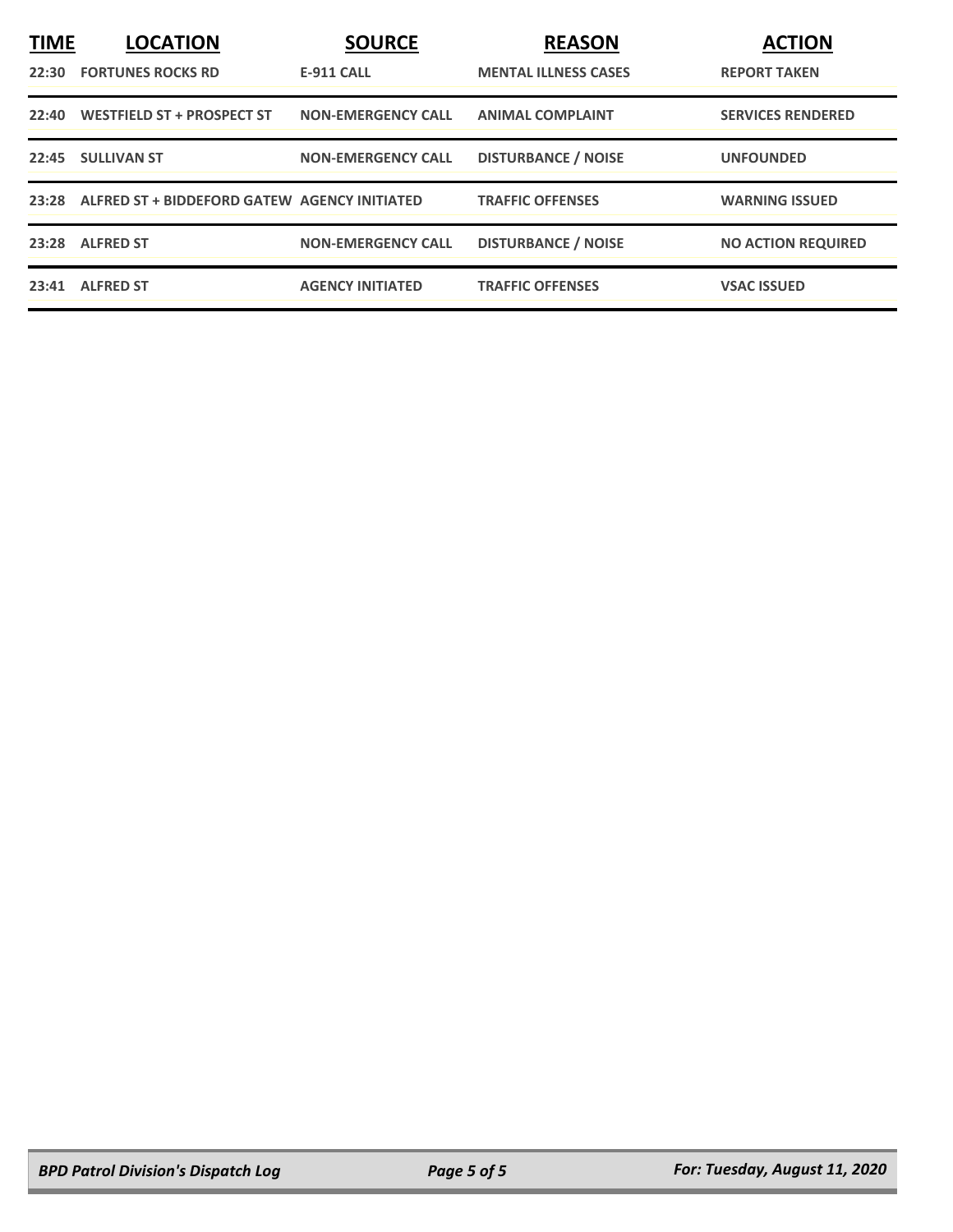| TIME | LOCATION | SOURCE | REASON | ACTION |
|---|---|---|---|---|
| 22:30 | FORTUNES ROCKS RD | E-911 CALL | MENTAL ILLNESS CASES | REPORT TAKEN |
| 22:40 | WESTFIELD ST + PROSPECT ST | NON-EMERGENCY CALL | ANIMAL COMPLAINT | SERVICES RENDERED |
| 22:45 | SULLIVAN ST | NON-EMERGENCY CALL | DISTURBANCE / NOISE | UNFOUNDED |
| 23:28 | ALFRED ST + BIDDEFORD GATEW | AGENCY INITIATED | TRAFFIC OFFENSES | WARNING ISSUED |
| 23:28 | ALFRED ST | NON-EMERGENCY CALL | DISTURBANCE / NOISE | NO ACTION REQUIRED |
| 23:41 | ALFRED ST | AGENCY INITIATED | TRAFFIC OFFENSES | VSAC ISSUED |

*BPD Patrol Division's Dispatch Log* *For: Tuesday, August 11, 2020*